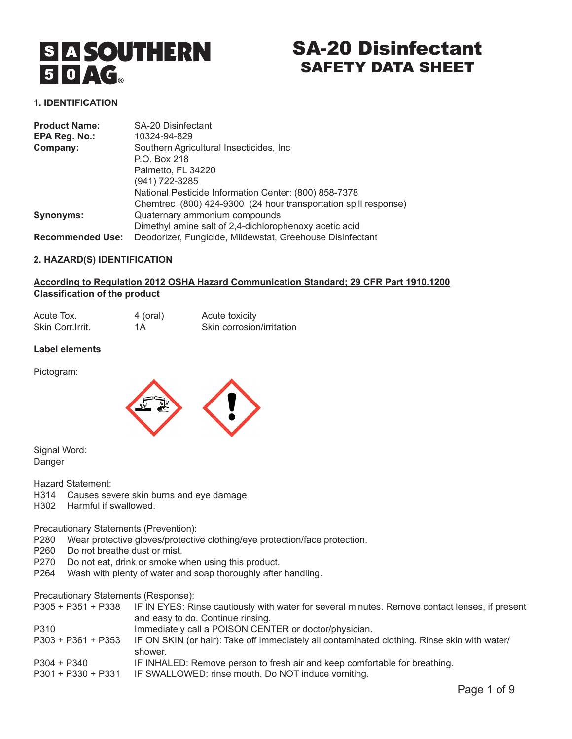# SA-20 Disinfectant
## SAFETY DATA SHEET

### 1. IDENTIFICATION

**Product Name:** SA-20 Disinfectant
**EPA Reg. No.:** 10324-94-829
**Company:** Southern Agricultural Insecticides, Inc
P.O. Box 218
Palmetto, FL 34220
(941) 722-3285
National Pesticide Information Center: (800) 858-7378
Chemtrec (800) 424-9300 (24 hour transportation spill response)
**Synonyms:** Quaternary ammonium compounds
Dimethyl amine salt of 2,4-dichlorophenoxy acetic acid
**Recommended Use:** Deodorizer, Fungicide, Mildewstat, Greehouse Disinfectant

### 2. HAZARD(S) IDENTIFICATION

**According to Regulation 2012 OSHA Hazard Communication Standard; 29 CFR Part 1910.1200**
**Classification of the product**

| | | |
|---|---|---|
| Acute Tox. | 4 (oral) | Acute toxicity |
| Skin Corr.Irrit. | 1A | Skin corrosion/irritation |

**Label elements**

Pictogram:

Signal Word:
Danger

Hazard Statement:
H314 Causes severe skin burns and eye damage
H302 Harmful if swallowed.

Precautionary Statements (Prevention):
P280 Wear protective gloves/protective clothing/eye protection/face protection.
P260 Do not breathe dust or mist.
P270 Do not eat, drink or smoke when using this product.
P264 Wash with plenty of water and soap thoroughly after handling.

Precautionary Statements (Response):

| | |
|---|---|
| P305 + P351 + P338 | IF IN EYES: Rinse cautiously with water for several minutes. Remove contact lenses, if present and easy to do. Continue rinsing. |
| P310 | Immediately call a POISON CENTER or doctor/physician. |
| P303 + P361 + P353 | IF ON SKIN (or hair): Take off immediately all contaminated clothing. Rinse skin with water/shower. |
| P304 + P340 | IF INHALED: Remove person to fresh air and keep comfortable for breathing. |
| P301 + P330 + P331 | IF SWALLOWED: rinse mouth. Do NOT induce vomiting. |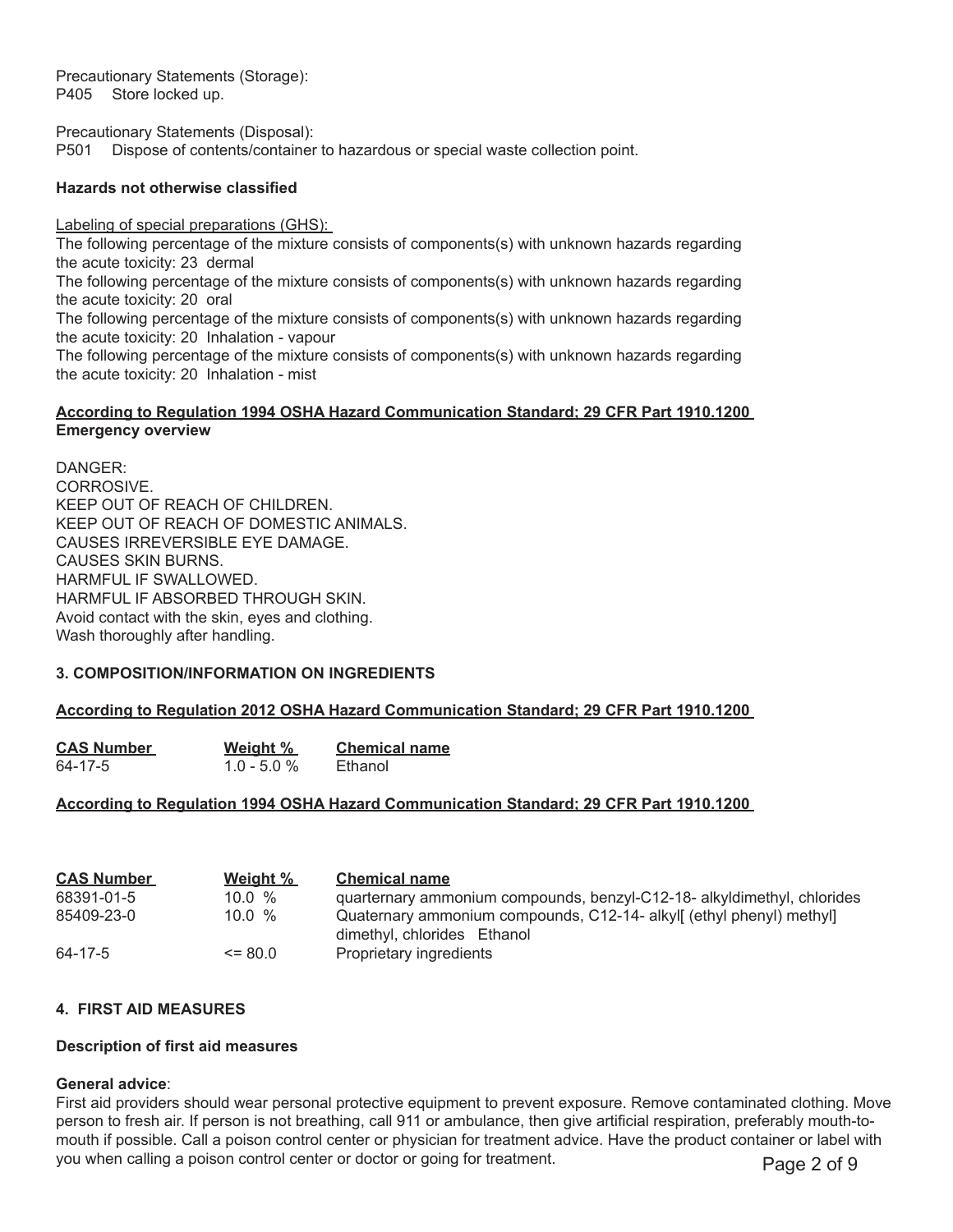Precautionary Statements (Storage):
P405 Store locked up.

Precautionary Statements (Disposal):
P501 Dispose of contents/container to hazardous or special waste collection point.

**Hazards not otherwise classified**

Labeling of special preparations (GHS):
The following percentage of the mixture consists of components(s) with unknown hazards regarding the acute toxicity: 23 dermal
The following percentage of the mixture consists of components(s) with unknown hazards regarding the acute toxicity: 20 oral
The following percentage of the mixture consists of components(s) with unknown hazards regarding the acute toxicity: 20 Inhalation - vapour
The following percentage of the mixture consists of components(s) with unknown hazards regarding the acute toxicity: 20 Inhalation - mist

**According to Regulation 1994 OSHA Hazard Communication Standard; 29 CFR Part 1910.1200**
**Emergency overview**

DANGER:
CORROSIVE.
KEEP OUT OF REACH OF CHILDREN.
KEEP OUT OF REACH OF DOMESTIC ANIMALS.
CAUSES IRREVERSIBLE EYE DAMAGE.
CAUSES SKIN BURNS.
HARMFUL IF SWALLOWED.
HARMFUL IF ABSORBED THROUGH SKIN.
Avoid contact with the skin, eyes and clothing.
Wash thoroughly after handling.

## 3. COMPOSITION/INFORMATION ON INGREDIENTS

**According to Regulation 2012 OSHA Hazard Communication Standard; 29 CFR Part 1910.1200**

| CAS Number | Weight % | Chemical name |
|---|---|---|
| 64-17-5 | 1.0 - 5.0 % | Ethanol |

**According to Regulation 1994 OSHA Hazard Communication Standard; 29 CFR Part 1910.1200**

| CAS Number | Weight % | Chemical name |
|---|---|---|
| 68391-01-5 | 10.0 % | quarternary ammonium compounds, benzyl-C12-18- alkyldimethyl, chlorides |
| 85409-23-0 | 10.0 % | Quaternary ammonium compounds, C12-14- alkyl[ (ethyl phenyl) methyl] dimethyl, chlorides Ethanol |
| 64-17-5 | <= 80.0 | Proprietary ingredients |

## 4. FIRST AID MEASURES

**Description of first aid measures**

**General advice**:
First aid providers should wear personal protective equipment to prevent exposure. Remove contaminated clothing. Move person to fresh air. If person is not breathing, call 911 or ambulance, then give artificial respiration, preferably mouth-to-mouth if possible. Call a poison control center or physician for treatment advice. Have the product container or label with you when calling a poison control center or doctor or going for treatment.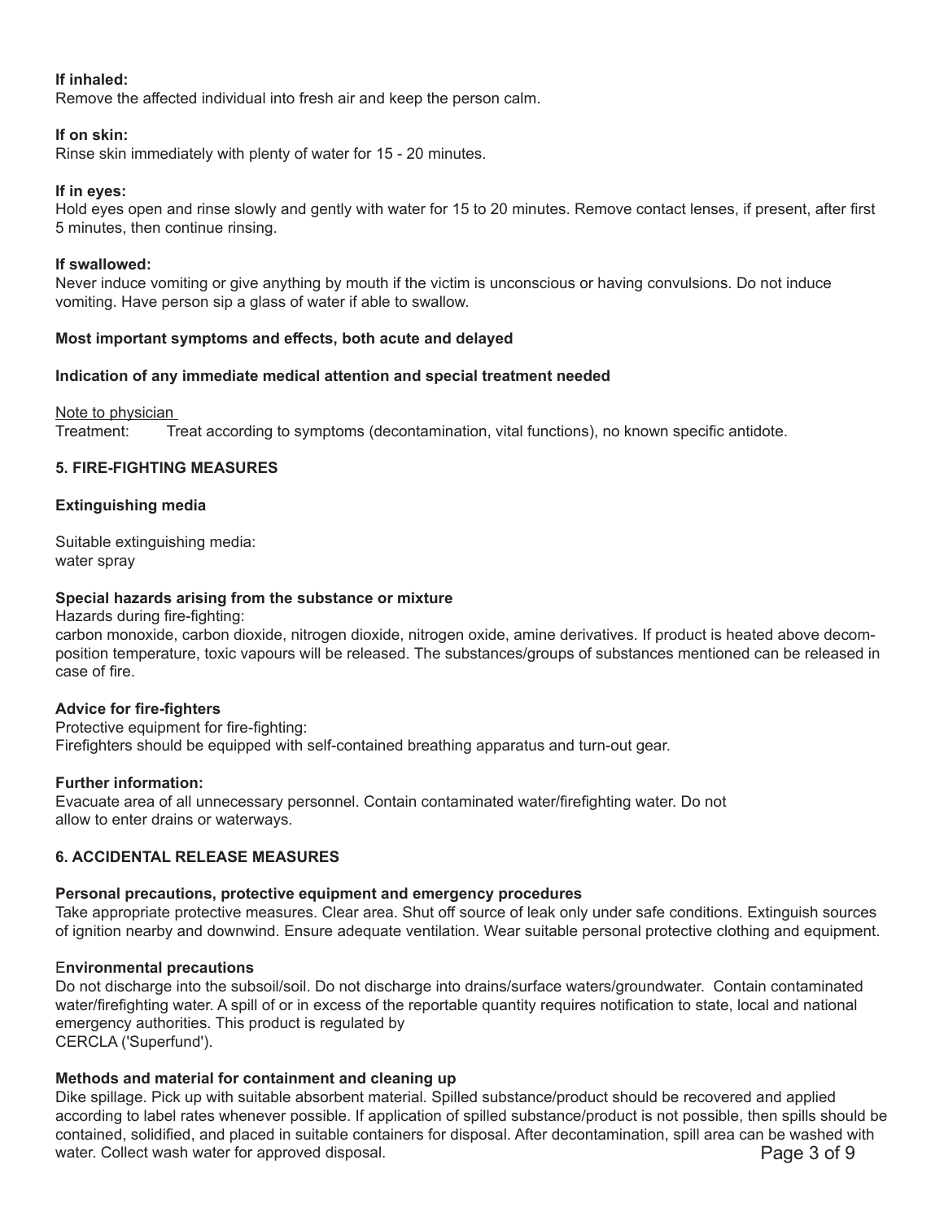**If inhaled:**
Remove the affected individual into fresh air and keep the person calm.

**If on skin:**
Rinse skin immediately with plenty of water for 15 - 20 minutes.

**If in eyes:**
Hold eyes open and rinse slowly and gently with water for 15 to 20 minutes. Remove contact lenses, if present, after first 5 minutes, then continue rinsing.

**If swallowed:**
Never induce vomiting or give anything by mouth if the victim is unconscious or having convulsions. Do not induce vomiting. Have person sip a glass of water if able to swallow.

**Most important symptoms and effects, both acute and delayed**

**Indication of any immediate medical attention and special treatment needed**

Note to physician
Treatment: Treat according to symptoms (decontamination, vital functions), no known specific antidote.

## 5. FIRE-FIGHTING MEASURES

**Extinguishing media**

Suitable extinguishing media:
water spray

**Special hazards arising from the substance or mixture**
Hazards during fire-fighting:
carbon monoxide, carbon dioxide, nitrogen dioxide, nitrogen oxide, amine derivatives. If product is heated above decomposition temperature, toxic vapours will be released. The substances/groups of substances mentioned can be released in case of fire.

**Advice for fire-fighters**
Protective equipment for fire-fighting:
Firefighters should be equipped with self-contained breathing apparatus and turn-out gear.

**Further information:**
Evacuate area of all unnecessary personnel. Contain contaminated water/firefighting water. Do not allow to enter drains or waterways.

## 6. ACCIDENTAL RELEASE MEASURES

**Personal precautions, protective equipment and emergency procedures**
Take appropriate protective measures. Clear area. Shut off source of leak only under safe conditions. Extinguish sources of ignition nearby and downwind. Ensure adequate ventilation. Wear suitable personal protective clothing and equipment.

**Environmental precautions**
Do not discharge into the subsoil/soil. Do not discharge into drains/surface waters/groundwater. Contain contaminated water/firefighting water. A spill of or in excess of the reportable quantity requires notification to state, local and national emergency authorities. This product is regulated by
CERCLA ('Superfund').

**Methods and material for containment and cleaning up**
Dike spillage. Pick up with suitable absorbent material. Spilled substance/product should be recovered and applied according to label rates whenever possible. If application of spilled substance/product is not possible, then spills should be contained, solidified, and placed in suitable containers for disposal. After decontamination, spill area can be washed with water. Collect wash water for approved disposal.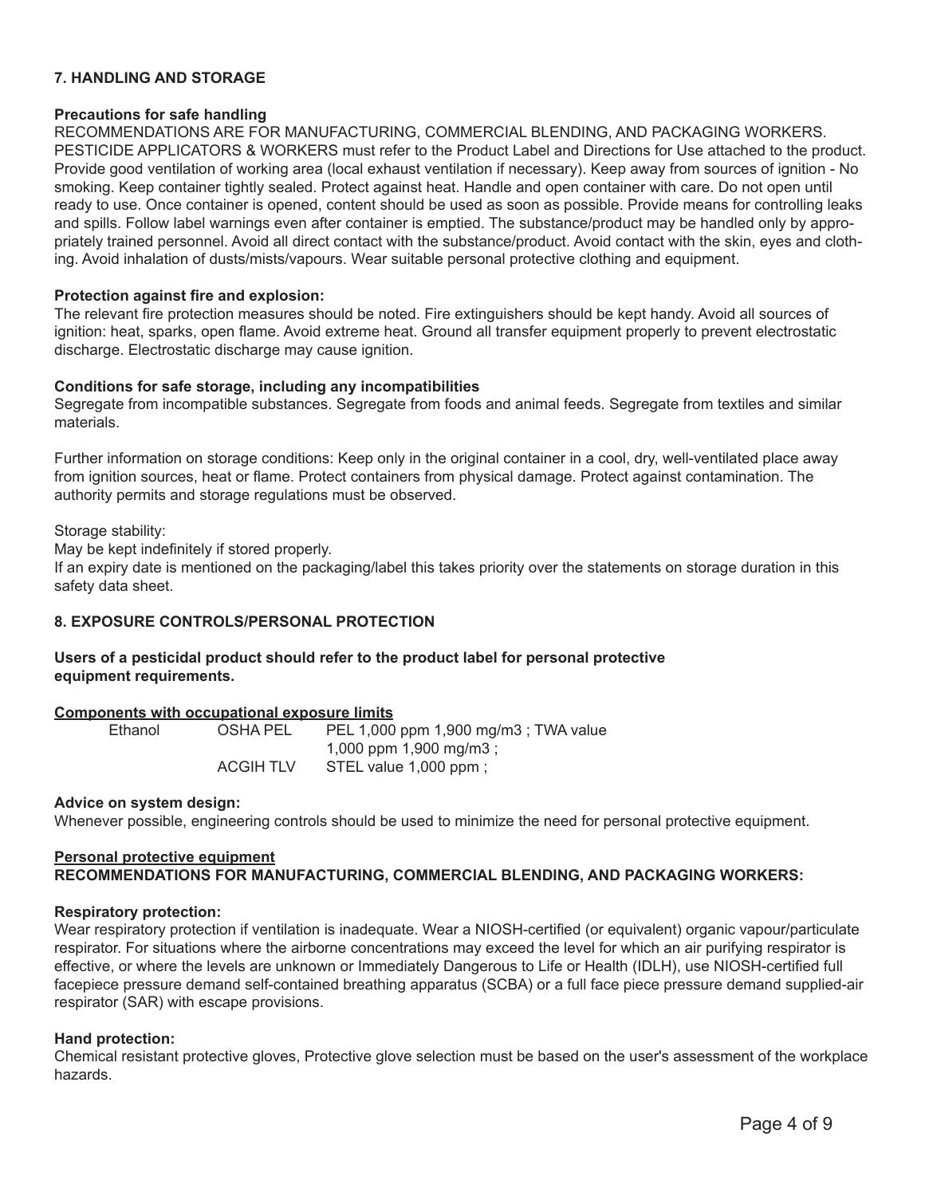## 7. HANDLING AND STORAGE

**Precautions for safe handling**

RECOMMENDATIONS ARE FOR MANUFACTURING, COMMERCIAL BLENDING, AND PACKAGING WORKERS. PESTICIDE APPLICATORS & WORKERS must refer to the Product Label and Directions for Use attached to the product. Provide good ventilation of working area (local exhaust ventilation if necessary). Keep away from sources of ignition - No smoking. Keep container tightly sealed. Protect against heat. Handle and open container with care. Do not open until ready to use. Once container is opened, content should be used as soon as possible. Provide means for controlling leaks and spills. Follow label warnings even after container is emptied. The substance/product may be handled only by appropriately trained personnel. Avoid all direct contact with the substance/product. Avoid contact with the skin, eyes and clothing. Avoid inhalation of dusts/mists/vapours. Wear suitable personal protective clothing and equipment.

**Protection against fire and explosion:**

The relevant fire protection measures should be noted. Fire extinguishers should be kept handy. Avoid all sources of ignition: heat, sparks, open flame. Avoid extreme heat. Ground all transfer equipment properly to prevent electrostatic discharge. Electrostatic discharge may cause ignition.

**Conditions for safe storage, including any incompatibilities**

Segregate from incompatible substances. Segregate from foods and animal feeds. Segregate from textiles and similar materials.

Further information on storage conditions: Keep only in the original container in a cool, dry, well-ventilated place away from ignition sources, heat or flame. Protect containers from physical damage. Protect against contamination. The authority permits and storage regulations must be observed.

Storage stability:

May be kept indefinitely if stored properly.

If an expiry date is mentioned on the packaging/label this takes priority over the statements on storage duration in this safety data sheet.

## 8. EXPOSURE CONTROLS/PERSONAL PROTECTION

**Users of a pesticidal product should refer to the product label for personal protective equipment requirements.**

**Components with occupational exposure limits**

| | | |
|---|---|---|
| Ethanol | OSHA PEL | PEL 1,000 ppm 1,900 mg/m3 ; TWA value 1,000 ppm 1,900 mg/m3 ; |
| | ACGIH TLV | STEL value 1,000 ppm ; |

**Advice on system design:**

Whenever possible, engineering controls should be used to minimize the need for personal protective equipment.

**Personal protective equipment**

**RECOMMENDATIONS FOR MANUFACTURING, COMMERCIAL BLENDING, AND PACKAGING WORKERS:**

**Respiratory protection:**

Wear respiratory protection if ventilation is inadequate. Wear a NIOSH-certified (or equivalent) organic vapour/particulate respirator. For situations where the airborne concentrations may exceed the level for which an air purifying respirator is effective, or where the levels are unknown or Immediately Dangerous to Life or Health (IDLH), use NIOSH-certified full facepiece pressure demand self-contained breathing apparatus (SCBA) or a full face piece pressure demand supplied-air respirator (SAR) with escape provisions.

**Hand protection:**

Chemical resistant protective gloves, Protective glove selection must be based on the user's assessment of the workplace hazards.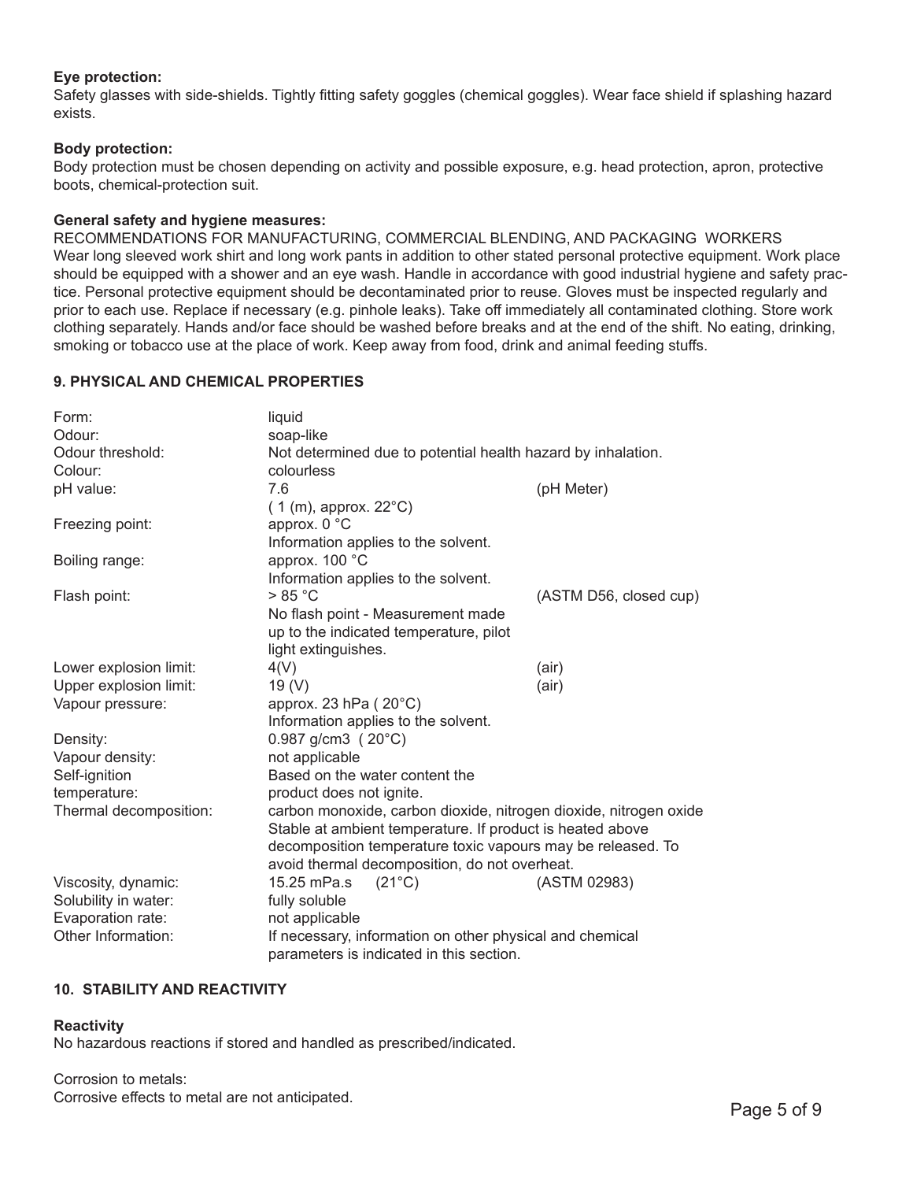**Eye protection:**
Safety glasses with side-shields. Tightly fitting safety goggles (chemical goggles). Wear face shield if splashing hazard exists.

**Body protection:**
Body protection must be chosen depending on activity and possible exposure, e.g. head protection, apron, protective boots, chemical-protection suit.

**General safety and hygiene measures:**
RECOMMENDATIONS FOR MANUFACTURING, COMMERCIAL BLENDING, AND PACKAGING WORKERS
Wear long sleeved work shirt and long work pants in addition to other stated personal protective equipment. Work place should be equipped with a shower and an eye wash. Handle in accordance with good industrial hygiene and safety practice. Personal protective equipment should be decontaminated prior to reuse. Gloves must be inspected regularly and prior to each use. Replace if necessary (e.g. pinhole leaks). Take off immediately all contaminated clothing. Store work clothing separately. Hands and/or face should be washed before breaks and at the end of the shift. No eating, drinking, smoking or tobacco use at the place of work. Keep away from food, drink and animal feeding stuffs.

## 9. PHYSICAL AND CHEMICAL PROPERTIES

| Property | Value | Method |
|---|---|---|
| Form: | liquid | |
| Odour: | soap-like | |
| Odour threshold: | Not determined due to potential health hazard by inhalation. | |
| Colour: | colourless | |
| pH value: | 7.6 ( 1 (m), approx. 22°C) | (pH Meter) |
| Freezing point: | approx. 0 °C Information applies to the solvent. | |
| Boiling range: | approx. 100 °C Information applies to the solvent. | |
| Flash point: | > 85 °C No flash point - Measurement made up to the indicated temperature, pilot light extinguishes. | (ASTM D56, closed cup) |
| Lower explosion limit: | 4(V) | (air) |
| Upper explosion limit: | 19 (V) | (air) |
| Vapour pressure: | approx. 23 hPa ( 20°C) Information applies to the solvent. | |
| Density: | 0.987 g/cm3 ( 20°C) | |
| Vapour density: | not applicable | |
| Self-ignition temperature: | Based on the water content the product does not ignite. | |
| Thermal decomposition: | carbon monoxide, carbon dioxide, nitrogen dioxide, nitrogen oxide Stable at ambient temperature. If product is heated above decomposition temperature toxic vapours may be released. To avoid thermal decomposition, do not overheat. | |
| Viscosity, dynamic: | 15.25 mPa.s (21°C) | (ASTM 02983) |
| Solubility in water: | fully soluble | |
| Evaporation rate: | not applicable | |
| Other Information: | If necessary, information on other physical and chemical parameters is indicated in this section. | |

## 10. STABILITY AND REACTIVITY

**Reactivity**
No hazardous reactions if stored and handled as prescribed/indicated.

Corrosion to metals:
Corrosive effects to metal are not anticipated.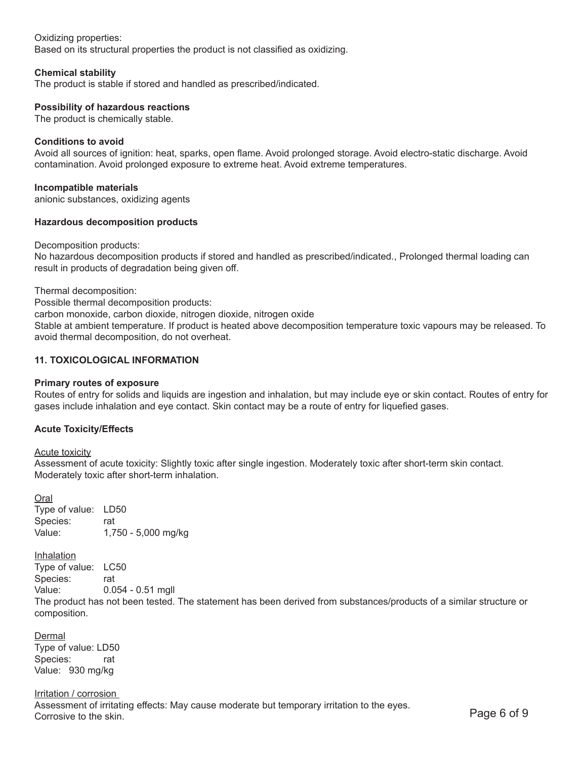Oxidizing properties:
Based on its structural properties the product is not classified as oxidizing.

**Chemical stability**
The product is stable if stored and handled as prescribed/indicated.

**Possibility of hazardous reactions**
The product is chemically stable.

**Conditions to avoid**
Avoid all sources of ignition: heat, sparks, open flame. Avoid prolonged storage. Avoid electro-static discharge. Avoid contamination. Avoid prolonged exposure to extreme heat. Avoid extreme temperatures.

**Incompatible materials**
anionic substances, oxidizing agents

**Hazardous decomposition products**

Decomposition products:
No hazardous decomposition products if stored and handled as prescribed/indicated., Prolonged thermal loading can result in products of degradation being given off.

Thermal decomposition:
Possible thermal decomposition products:
carbon monoxide, carbon dioxide, nitrogen dioxide, nitrogen oxide
Stable at ambient temperature. If product is heated above decomposition temperature toxic vapours may be released. To avoid thermal decomposition, do not overheat.

## 11. TOXICOLOGICAL INFORMATION

**Primary routes of exposure**
Routes of entry for solids and liquids are ingestion and inhalation, but may include eye or skin contact. Routes of entry for gases include inhalation and eye contact. Skin contact may be a route of entry for liquefied gases.

**Acute Toxicity/Effects**

Acute toxicity
Assessment of acute toxicity: Slightly toxic after single ingestion. Moderately toxic after short-term skin contact. Moderately toxic after short-term inhalation.

Oral
Type of value: LD50
Species: rat
Value: 1,750 - 5,000 mg/kg

Inhalation
Type of value: LC50
Species: rat
Value: 0.054 - 0.51 mgll
The product has not been tested. The statement has been derived from substances/products of a similar structure or composition.

Dermal
Type of value: LD50
Species: rat
Value: 930 mg/kg

Irritation / corrosion
Assessment of irritating effects: May cause moderate but temporary irritation to the eyes.
Corrosive to the skin.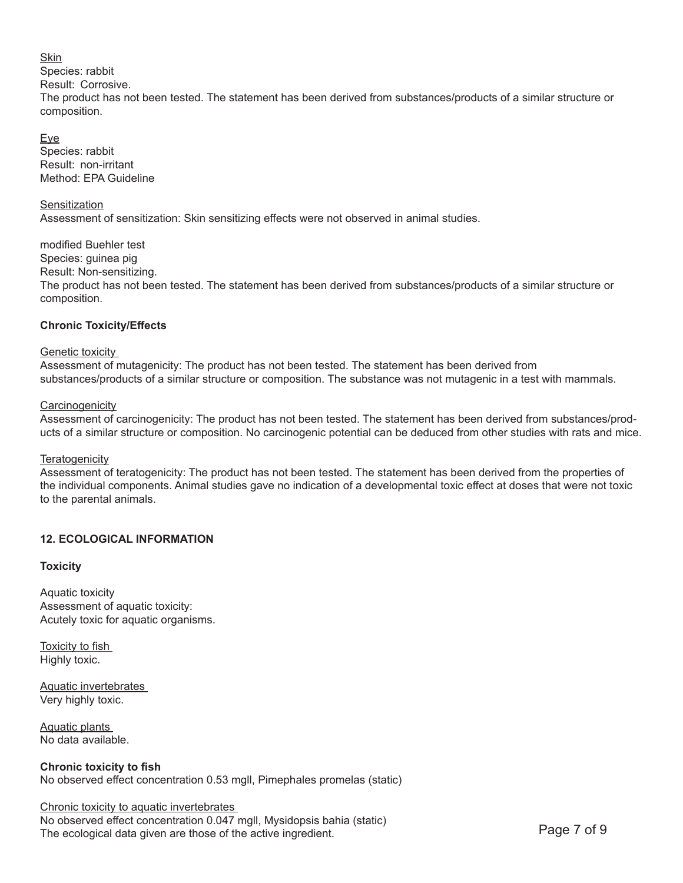Skin

Species: rabbit

Result: Corrosive.

The product has not been tested. The statement has been derived from substances/products of a similar structure or composition.

Eye

Species: rabbit

Result: non-irritant

Method: EPA Guideline

Sensitization

Assessment of sensitization: Skin sensitizing effects were not observed in animal studies.

modified Buehler test

Species: guinea pig

Result: Non-sensitizing.

The product has not been tested. The statement has been derived from substances/products of a similar structure or composition.

**Chronic Toxicity/Effects**

Genetic toxicity

Assessment of mutagenicity: The product has not been tested. The statement has been derived from substances/products of a similar structure or composition. The substance was not mutagenic in a test with mammals.

Carcinogenicity

Assessment of carcinogenicity: The product has not been tested. The statement has been derived from substances/products of a similar structure or composition. No carcinogenic potential can be deduced from other studies with rats and mice.

Teratogenicity

Assessment of teratogenicity: The product has not been tested. The statement has been derived from the properties of the individual components. Animal studies gave no indication of a developmental toxic effect at doses that were not toxic to the parental animals.

## 12. ECOLOGICAL INFORMATION

**Toxicity**

Aquatic toxicity

Assessment of aquatic toxicity:

Acutely toxic for aquatic organisms.

Toxicity to fish

Highly toxic.

Aquatic invertebrates

Very highly toxic.

Aquatic plants

No data available.

**Chronic toxicity to fish**

No observed effect concentration 0.53 mgll, Pimephales promelas (static)

Chronic toxicity to aquatic invertebrates

No observed effect concentration 0.047 mgll, Mysidopsis bahia (static)

The ecological data given are those of the active ingredient.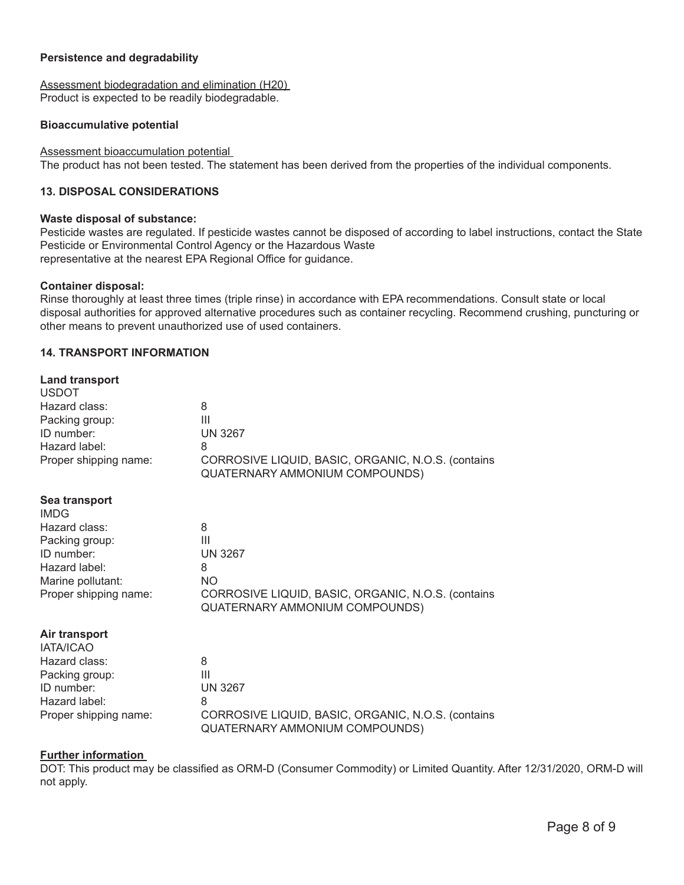**Persistence and degradability**

Assessment biodegradation and elimination (H20)
Product is expected to be readily biodegradable.

**Bioaccumulative potential**

Assessment bioaccumulation potential
The product has not been tested. The statement has been derived from the properties of the individual components.

## 13. DISPOSAL CONSIDERATIONS

**Waste disposal of substance:**
Pesticide wastes are regulated. If pesticide wastes cannot be disposed of according to label instructions, contact the State Pesticide or Environmental Control Agency or the Hazardous Waste representative at the nearest EPA Regional Office for guidance.

**Container disposal:**
Rinse thoroughly at least three times (triple rinse) in accordance with EPA recommendations. Consult state or local disposal authorities for approved alternative procedures such as container recycling. Recommend crushing, puncturing or other means to prevent unauthorized use of used containers.

## 14. TRANSPORT INFORMATION

**Land transport**

USDOT

| | |
|---|---|
| Hazard class: | 8 |
| Packing group: | III |
| ID number: | UN 3267 |
| Hazard label: | 8 |
| Proper shipping name: | CORROSIVE LIQUID, BASIC, ORGANIC, N.O.S. (contains QUATERNARY AMMONIUM COMPOUNDS) |

**Sea transport**

IMDG

| | |
|---|---|
| Hazard class: | 8 |
| Packing group: | III |
| ID number: | UN 3267 |
| Hazard label: | 8 |
| Marine pollutant: | NO |
| Proper shipping name: | CORROSIVE LIQUID, BASIC, ORGANIC, N.O.S. (contains QUATERNARY AMMONIUM COMPOUNDS) |

**Air transport**

IATA/ICAO

| | |
|---|---|
| Hazard class: | 8 |
| Packing group: | III |
| ID number: | UN 3267 |
| Hazard label: | 8 |
| Proper shipping name: | CORROSIVE LIQUID, BASIC, ORGANIC, N.O.S. (contains QUATERNARY AMMONIUM COMPOUNDS) |

**Further information**

DOT: This product may be classified as ORM-D (Consumer Commodity) or Limited Quantity. After 12/31/2020, ORM-D will not apply.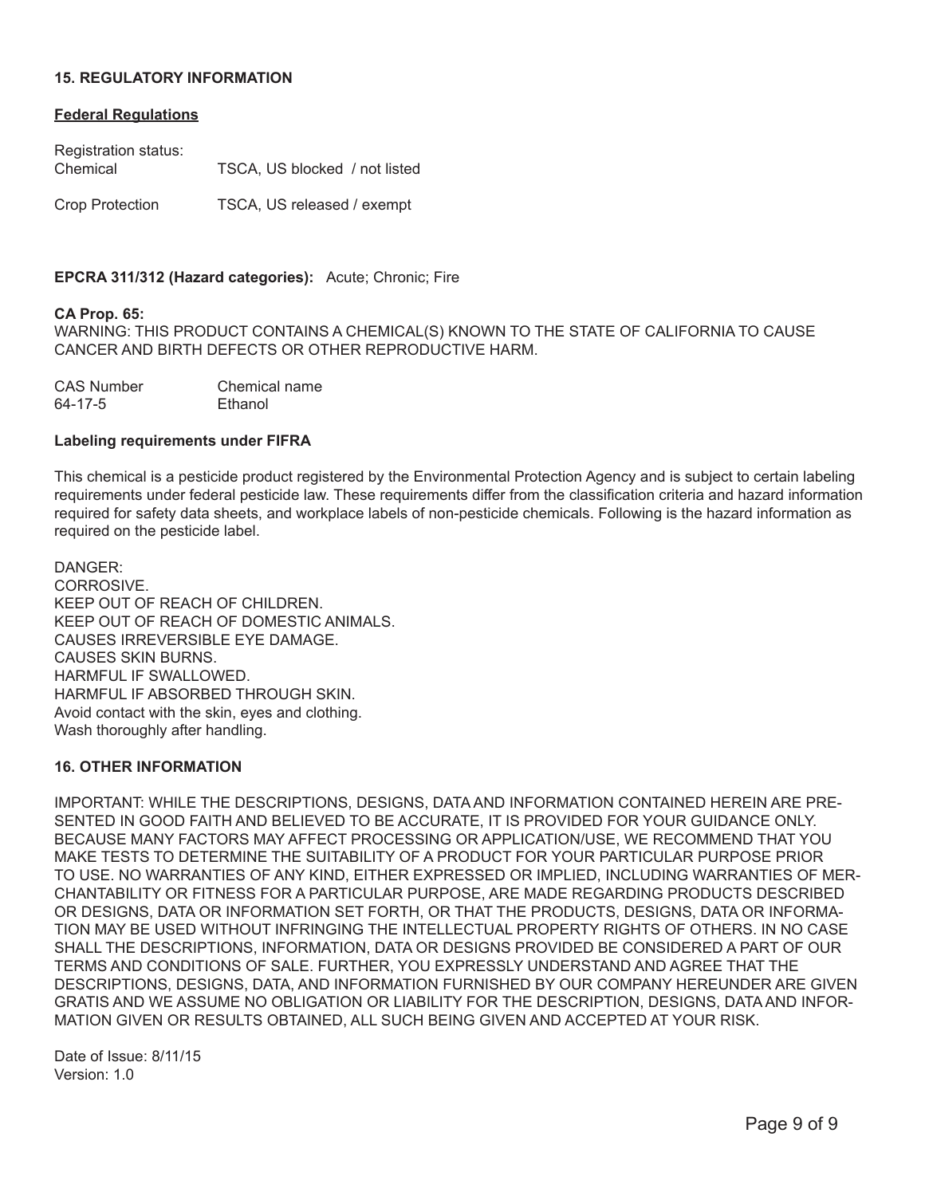## 15. REGULATORY INFORMATION

**Federal Regulations**

Registration status:

| | |
|---|---|
| Chemical | TSCA, US blocked / not listed |
| Crop Protection | TSCA, US released / exempt |

**EPCRA 311/312 (Hazard categories):** Acute; Chronic; Fire

**CA Prop. 65:**
WARNING: THIS PRODUCT CONTAINS A CHEMICAL(S) KNOWN TO THE STATE OF CALIFORNIA TO CAUSE CANCER AND BIRTH DEFECTS OR OTHER REPRODUCTIVE HARM.

| CAS Number | Chemical name |
|---|---|
| 64-17-5 | Ethanol |

**Labeling requirements under FIFRA**

This chemical is a pesticide product registered by the Environmental Protection Agency and is subject to certain labeling requirements under federal pesticide law. These requirements differ from the classification criteria and hazard information required for safety data sheets, and workplace labels of non-pesticide chemicals. Following is the hazard information as required on the pesticide label.

DANGER:
CORROSIVE.
KEEP OUT OF REACH OF CHILDREN.
KEEP OUT OF REACH OF DOMESTIC ANIMALS.
CAUSES IRREVERSIBLE EYE DAMAGE.
CAUSES SKIN BURNS.
HARMFUL IF SWALLOWED.
HARMFUL IF ABSORBED THROUGH SKIN.
Avoid contact with the skin, eyes and clothing.
Wash thoroughly after handling.

## 16. OTHER INFORMATION

IMPORTANT: WHILE THE DESCRIPTIONS, DESIGNS, DATA AND INFORMATION CONTAINED HEREIN ARE PRESENTED IN GOOD FAITH AND BELIEVED TO BE ACCURATE, IT IS PROVIDED FOR YOUR GUIDANCE ONLY. BECAUSE MANY FACTORS MAY AFFECT PROCESSING OR APPLICATION/USE, WE RECOMMEND THAT YOU MAKE TESTS TO DETERMINE THE SUITABILITY OF A PRODUCT FOR YOUR PARTICULAR PURPOSE PRIOR TO USE. NO WARRANTIES OF ANY KIND, EITHER EXPRESSED OR IMPLIED, INCLUDING WARRANTIES OF MERCHANTABILITY OR FITNESS FOR A PARTICULAR PURPOSE, ARE MADE REGARDING PRODUCTS DESCRIBED OR DESIGNS, DATA OR INFORMATION SET FORTH, OR THAT THE PRODUCTS, DESIGNS, DATA OR INFORMATION MAY BE USED WITHOUT INFRINGING THE INTELLECTUAL PROPERTY RIGHTS OF OTHERS. IN NO CASE SHALL THE DESCRIPTIONS, INFORMATION, DATA OR DESIGNS PROVIDED BE CONSIDERED A PART OF OUR TERMS AND CONDITIONS OF SALE. FURTHER, YOU EXPRESSLY UNDERSTAND AND AGREE THAT THE DESCRIPTIONS, DESIGNS, DATA, AND INFORMATION FURNISHED BY OUR COMPANY HEREUNDER ARE GIVEN GRATIS AND WE ASSUME NO OBLIGATION OR LIABILITY FOR THE DESCRIPTION, DESIGNS, DATA AND INFORMATION GIVEN OR RESULTS OBTAINED, ALL SUCH BEING GIVEN AND ACCEPTED AT YOUR RISK.

Date of Issue: 8/11/15
Version: 1.0